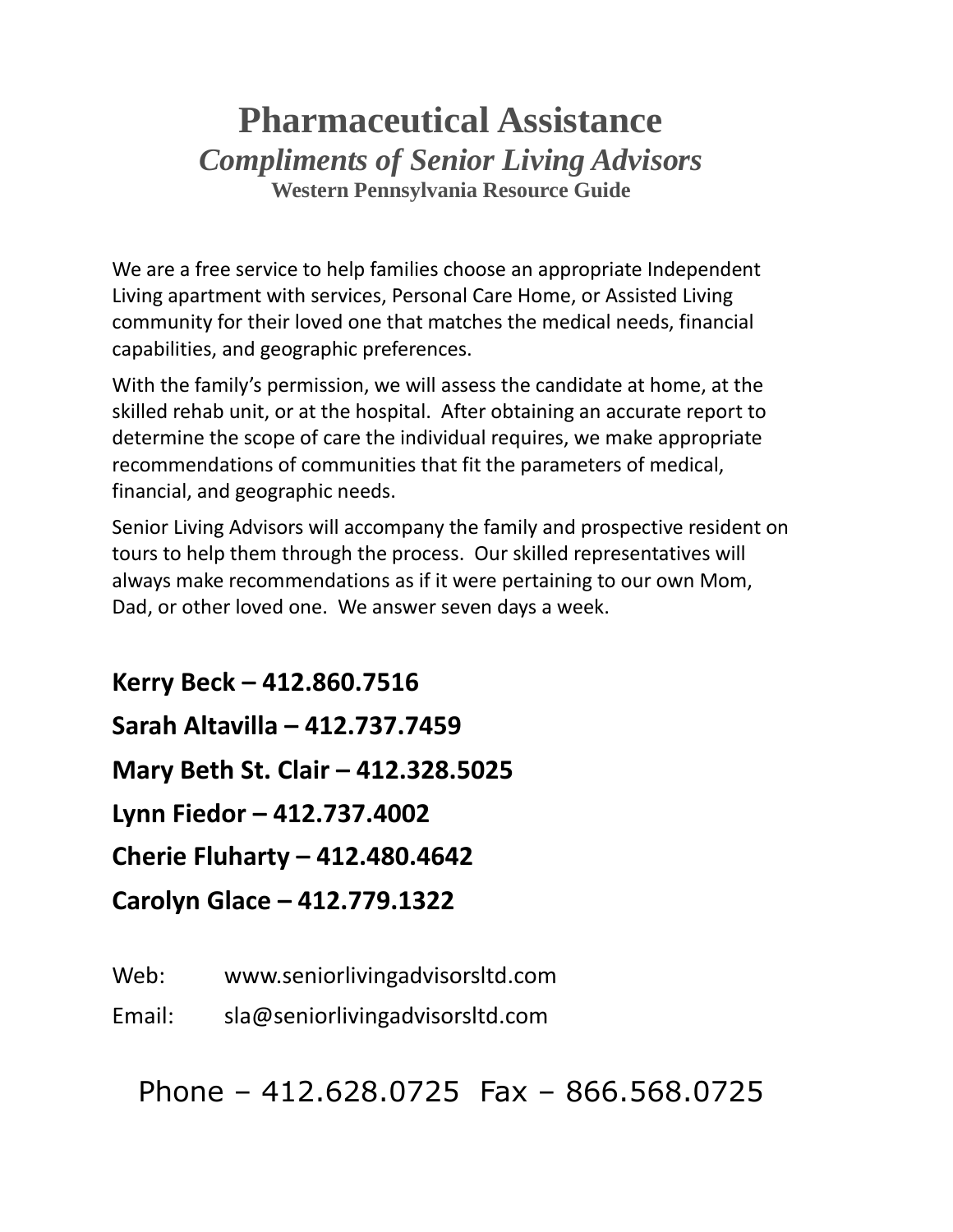# Pharmaceutical Assistance

## *Compliments of Senior Living Advisors*

**Western Pennsylvania Resource Guide**

We are a free service to help families choose an appropriate Independent Living apartment with services, Personal Care Home, or Assisted Living community for their loved one that matches the medical needs, financial capabilities, and geographic preferences.

With the family's permission, we will assess the candidate at home, at the skilled rehab unit, or at the hospital. After obtaining an accurate report to determine the scope of care the individual requires, we make appropriate recommendations of communities that fit the parameters of medical, financial, and geographic needs.

Senior Living Advisors will accompany the family and prospective resident on tours to help them through the process. Our skilled representatives will always make recommendations as if it were pertaining to our own Mom, Dad, or other loved one. We answer seven days a week.

**Kerry Beck – 412.860.7516**

**Sarah Altavilla – 412.737.7459**

**Mary Beth St. Clair – 412.328.5025**

**Lynn Fiedor – 412.737.4002**

**Cherie Fluharty – 412.480.4642**

**Carolyn Glace – 412.779.1322**

Web: www.seniorlivingadvisorsltd.com

Email: sla@seniorlivingadvisorsltd.com

Phone – 412.628.0725 Fax – 866.568.0725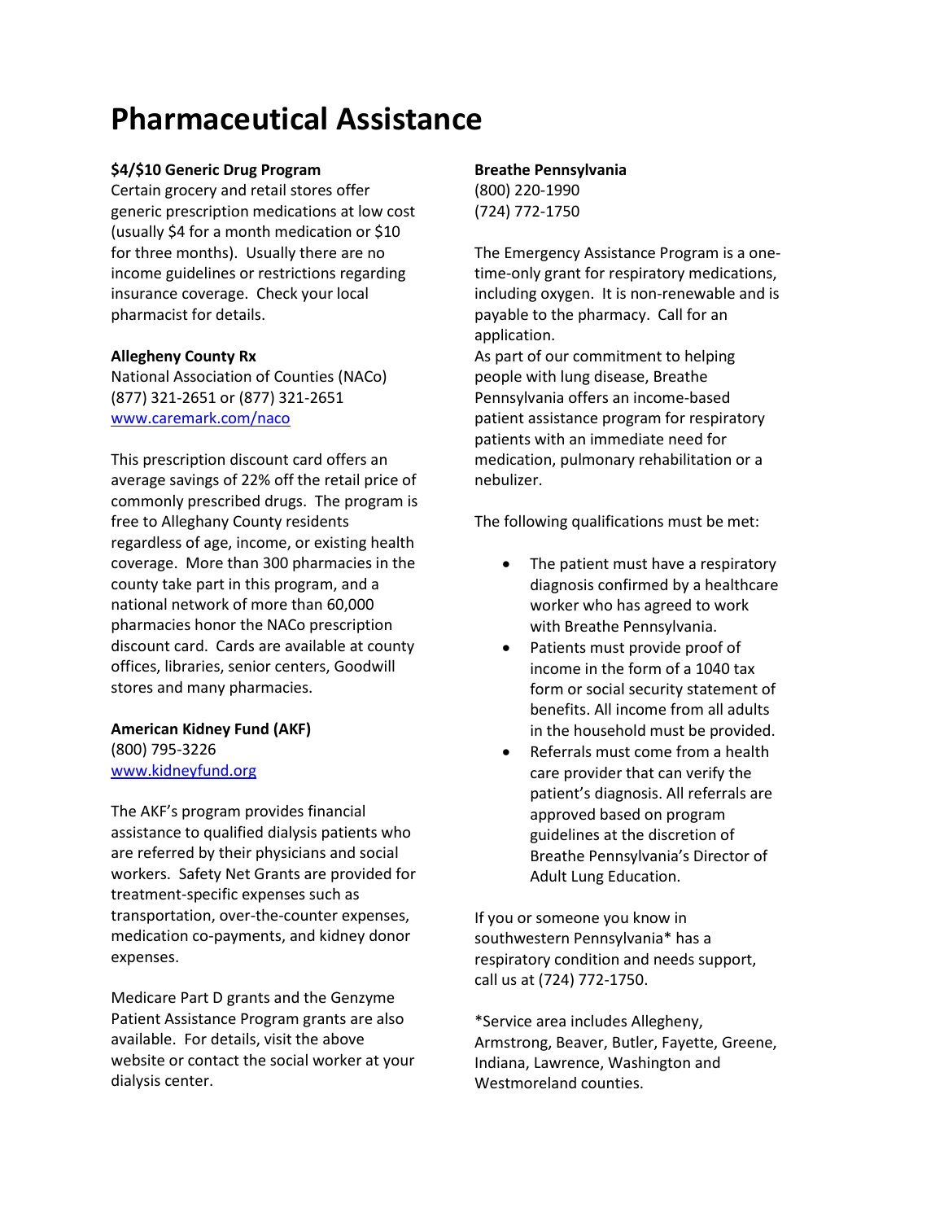# Pharmaceutical Assistance

**$4/$10 Generic Drug Program**
Certain grocery and retail stores offer generic prescription medications at low cost (usually $4 for a month medication or $10 for three months). Usually there are no income guidelines or restrictions regarding insurance coverage. Check your local pharmacist for details.

**Allegheny County Rx**
National Association of Counties (NACo)
(877) 321-2651 or (877) 321-2651
www.caremark.com/naco

This prescription discount card offers an average savings of 22% off the retail price of commonly prescribed drugs. The program is free to Alleghany County residents regardless of age, income, or existing health coverage. More than 300 pharmacies in the county take part in this program, and a national network of more than 60,000 pharmacies honor the NACo prescription discount card. Cards are available at county offices, libraries, senior centers, Goodwill stores and many pharmacies.

**American Kidney Fund (AKF)**
(800) 795-3226
www.kidneyfund.org

The AKF's program provides financial assistance to qualified dialysis patients who are referred by their physicians and social workers. Safety Net Grants are provided for treatment-specific expenses such as transportation, over-the-counter expenses, medication co-payments, and kidney donor expenses.

Medicare Part D grants and the Genzyme Patient Assistance Program grants are also available. For details, visit the above website or contact the social worker at your dialysis center.

**Breathe Pennsylvania**
(800) 220-1990
(724) 772-1750

The Emergency Assistance Program is a one-time-only grant for respiratory medications, including oxygen. It is non-renewable and is payable to the pharmacy. Call for an application.
As part of our commitment to helping people with lung disease, Breathe Pennsylvania offers an income-based patient assistance program for respiratory patients with an immediate need for medication, pulmonary rehabilitation or a nebulizer.

The following qualifications must be met:

- The patient must have a respiratory diagnosis confirmed by a healthcare worker who has agreed to work with Breathe Pennsylvania.
- Patients must provide proof of income in the form of a 1040 tax form or social security statement of benefits. All income from all adults in the household must be provided.
- Referrals must come from a health care provider that can verify the patient's diagnosis. All referrals are approved based on program guidelines at the discretion of Breathe Pennsylvania's Director of Adult Lung Education.

If you or someone you know in southwestern Pennsylvania* has a respiratory condition and needs support, call us at (724) 772-1750.

*Service area includes Allegheny, Armstrong, Beaver, Butler, Fayette, Greene, Indiana, Lawrence, Washington and Westmoreland counties.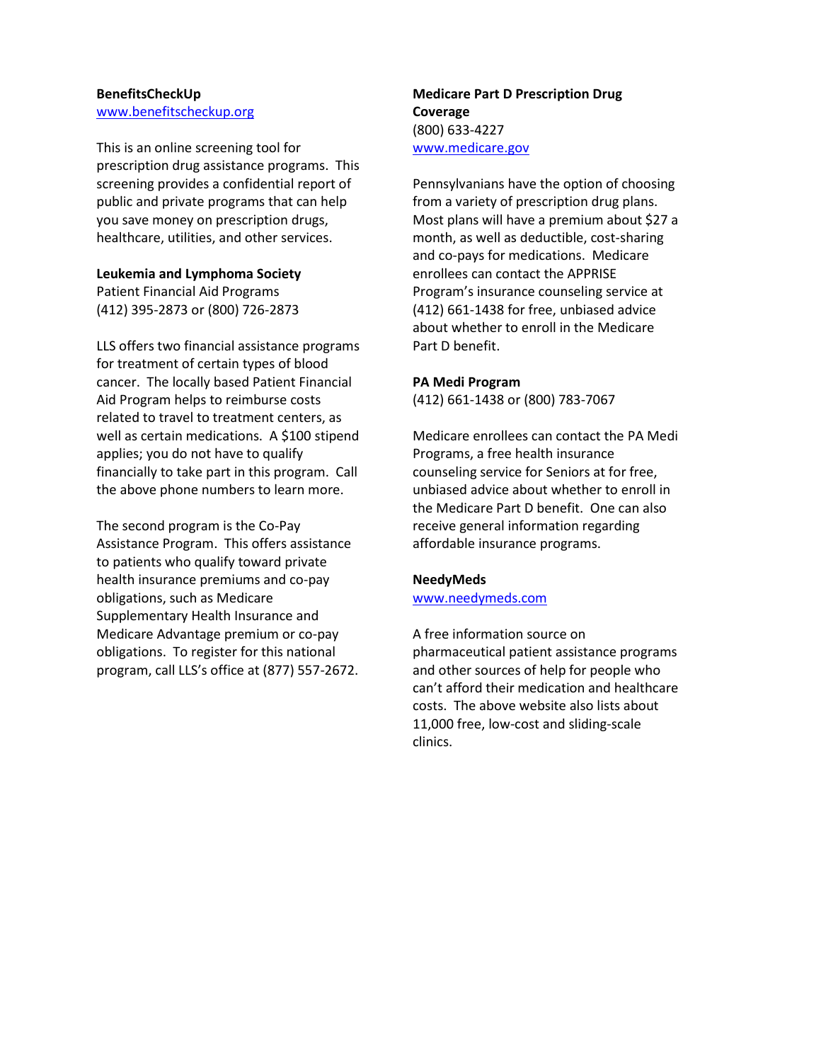**BenefitsCheckUp**
www.benefitscheckup.org

This is an online screening tool for prescription drug assistance programs. This screening provides a confidential report of public and private programs that can help you save money on prescription drugs, healthcare, utilities, and other services.

**Leukemia and Lymphoma Society**
Patient Financial Aid Programs
(412) 395-2873 or (800) 726-2873

LLS offers two financial assistance programs for treatment of certain types of blood cancer. The locally based Patient Financial Aid Program helps to reimburse costs related to travel to treatment centers, as well as certain medications. A $100 stipend applies; you do not have to qualify financially to take part in this program. Call the above phone numbers to learn more.

The second program is the Co-Pay Assistance Program. This offers assistance to patients who qualify toward private health insurance premiums and co-pay obligations, such as Medicare Supplementary Health Insurance and Medicare Advantage premium or co-pay obligations. To register for this national program, call LLS's office at (877) 557-2672.

**Medicare Part D Prescription Drug Coverage**
(800) 633-4227
www.medicare.gov

Pennsylvanians have the option of choosing from a variety of prescription drug plans. Most plans will have a premium about $27 a month, as well as deductible, cost-sharing and co-pays for medications. Medicare enrollees can contact the APPRISE Program's insurance counseling service at (412) 661-1438 for free, unbiased advice about whether to enroll in the Medicare Part D benefit.

**PA Medi Program**
(412) 661-1438 or (800) 783-7067

Medicare enrollees can contact the PA Medi Programs, a free health insurance counseling service for Seniors at for free, unbiased advice about whether to enroll in the Medicare Part D benefit. One can also receive general information regarding affordable insurance programs.

**NeedyMeds**
www.needymeds.com

A free information source on pharmaceutical patient assistance programs and other sources of help for people who can't afford their medication and healthcare costs. The above website also lists about 11,000 free, low-cost and sliding-scale clinics.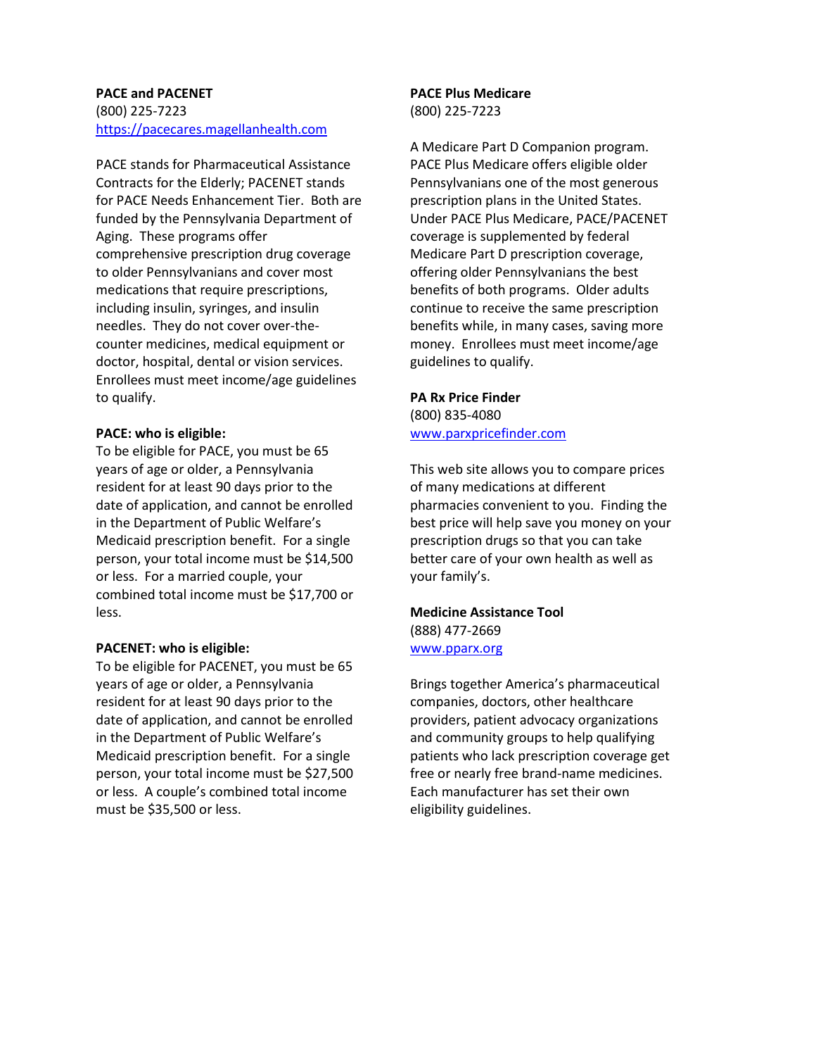**PACE and PACENET**
(800) 225-7223
https://pacecares.magellanhealth.com

PACE stands for Pharmaceutical Assistance Contracts for the Elderly; PACENET stands for PACE Needs Enhancement Tier. Both are funded by the Pennsylvania Department of Aging. These programs offer comprehensive prescription drug coverage to older Pennsylvanians and cover most medications that require prescriptions, including insulin, syringes, and insulin needles. They do not cover over-the-counter medicines, medical equipment or doctor, hospital, dental or vision services. Enrollees must meet income/age guidelines to qualify.

**PACE: who is eligible:**
To be eligible for PACE, you must be 65 years of age or older, a Pennsylvania resident for at least 90 days prior to the date of application, and cannot be enrolled in the Department of Public Welfare's Medicaid prescription benefit. For a single person, your total income must be $14,500 or less. For a married couple, your combined total income must be $17,700 or less.

**PACENET: who is eligible:**
To be eligible for PACENET, you must be 65 years of age or older, a Pennsylvania resident for at least 90 days prior to the date of application, and cannot be enrolled in the Department of Public Welfare's Medicaid prescription benefit. For a single person, your total income must be $27,500 or less. A couple's combined total income must be $35,500 or less.

**PACE Plus Medicare**
(800) 225-7223

A Medicare Part D Companion program. PACE Plus Medicare offers eligible older Pennsylvanians one of the most generous prescription plans in the United States. Under PACE Plus Medicare, PACE/PACENET coverage is supplemented by federal Medicare Part D prescription coverage, offering older Pennsylvanians the best benefits of both programs. Older adults continue to receive the same prescription benefits while, in many cases, saving more money. Enrollees must meet income/age guidelines to qualify.

**PA Rx Price Finder**
(800) 835-4080
www.parxpricefinder.com

This web site allows you to compare prices of many medications at different pharmacies convenient to you. Finding the best price will help save you money on your prescription drugs so that you can take better care of your own health as well as your family's.

**Medicine Assistance Tool**
(888) 477-2669
www.pparx.org

Brings together America's pharmaceutical companies, doctors, other healthcare providers, patient advocacy organizations and community groups to help qualifying patients who lack prescription coverage get free or nearly free brand-name medicines. Each manufacturer has set their own eligibility guidelines.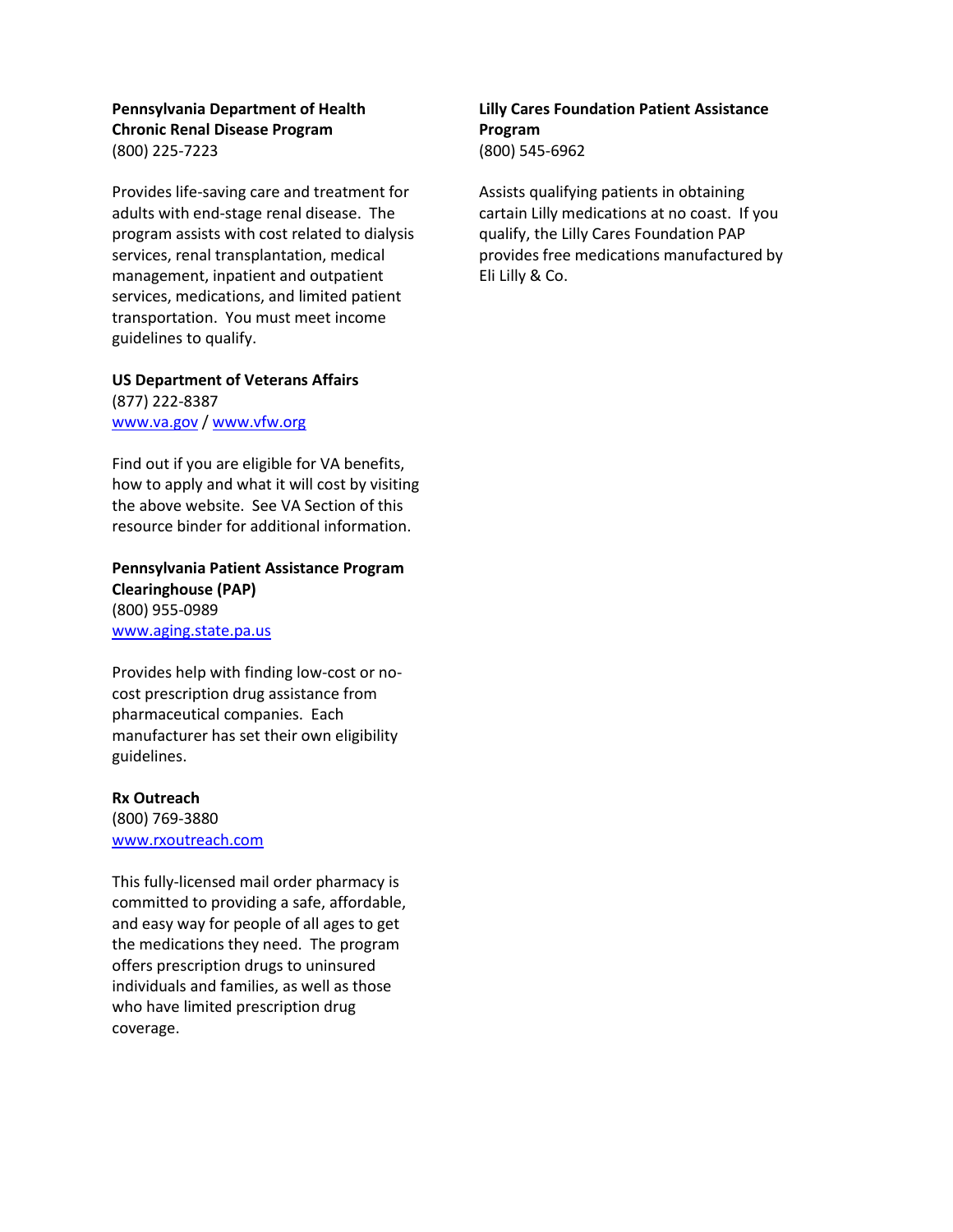**Pennsylvania Department of Health Chronic Renal Disease Program**
(800) 225-7223

Provides life-saving care and treatment for adults with end-stage renal disease. The program assists with cost related to dialysis services, renal transplantation, medical management, inpatient and outpatient services, medications, and limited patient transportation. You must meet income guidelines to qualify.

**US Department of Veterans Affairs**
(877) 222-8387
www.va.gov / www.vfw.org

Find out if you are eligible for VA benefits, how to apply and what it will cost by visiting the above website. See VA Section of this resource binder for additional information.

**Pennsylvania Patient Assistance Program Clearinghouse (PAP)**
(800) 955-0989
www.aging.state.pa.us

Provides help with finding low-cost or no-cost prescription drug assistance from pharmaceutical companies. Each manufacturer has set their own eligibility guidelines.

**Rx Outreach**
(800) 769-3880
www.rxoutreach.com

This fully-licensed mail order pharmacy is committed to providing a safe, affordable, and easy way for people of all ages to get the medications they need. The program offers prescription drugs to uninsured individuals and families, as well as those who have limited prescription drug coverage.

**Lilly Cares Foundation Patient Assistance Program**
(800) 545-6962

Assists qualifying patients in obtaining cartain Lilly medications at no coast. If you qualify, the Lilly Cares Foundation PAP provides free medications manufactured by Eli Lilly & Co.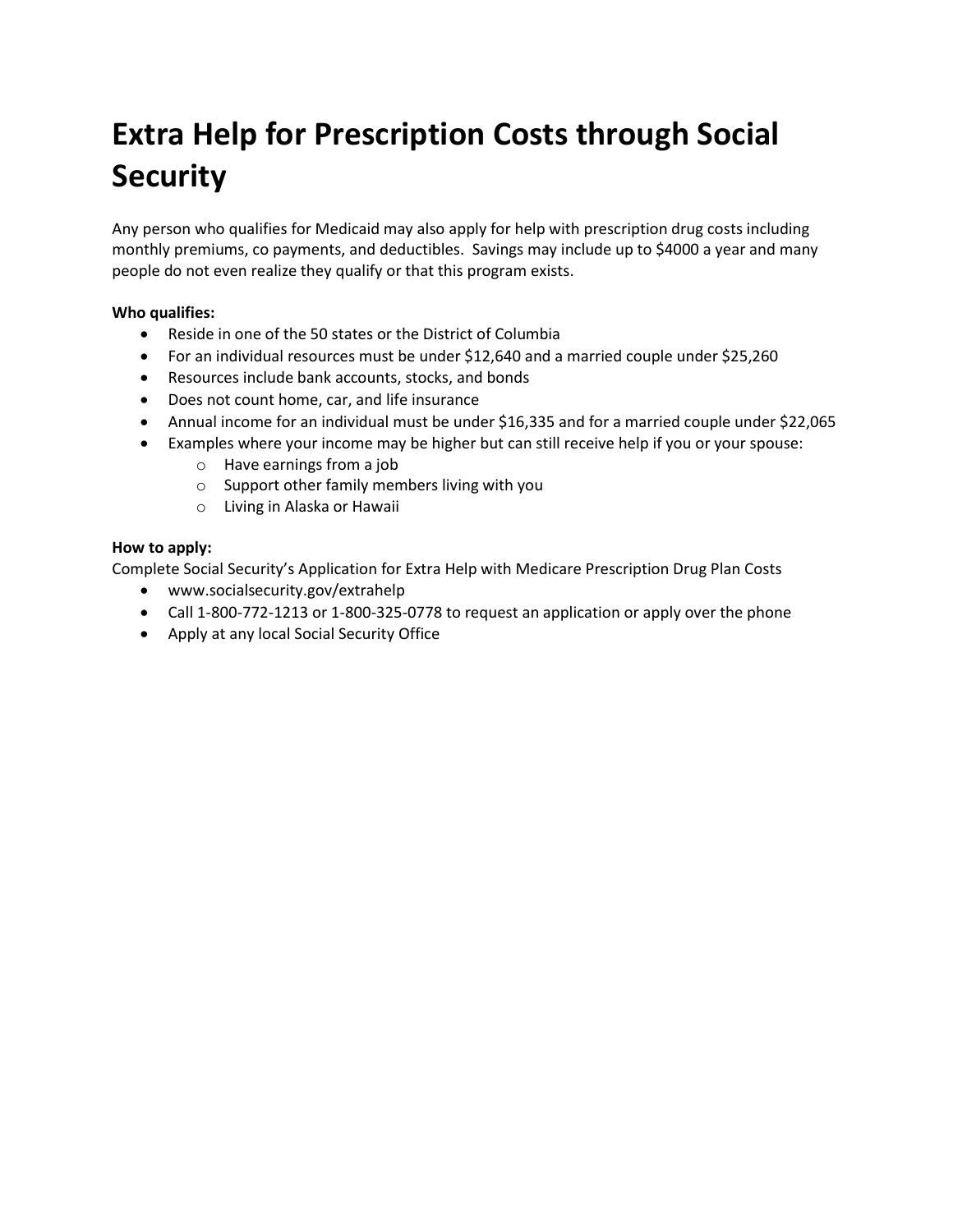# Extra Help for Prescription Costs through Social Security

Any person who qualifies for Medicaid may also apply for help with prescription drug costs including monthly premiums, co payments, and deductibles. Savings may include up to $4000 a year and many people do not even realize they qualify or that this program exists.

**Who qualifies:**

- Reside in one of the 50 states or the District of Columbia
- For an individual resources must be under $12,640 and a married couple under $25,260
- Resources include bank accounts, stocks, and bonds
- Does not count home, car, and life insurance
- Annual income for an individual must be under $16,335 and for a married couple under $22,065
- Examples where your income may be higher but can still receive help if you or your spouse:
    - Have earnings from a job
    - Support other family members living with you
    - Living in Alaska or Hawaii

**How to apply:**

Complete Social Security's Application for Extra Help with Medicare Prescription Drug Plan Costs

- www.socialsecurity.gov/extrahelp
- Call 1-800-772-1213 or 1-800-325-0778 to request an application or apply over the phone
- Apply at any local Social Security Office